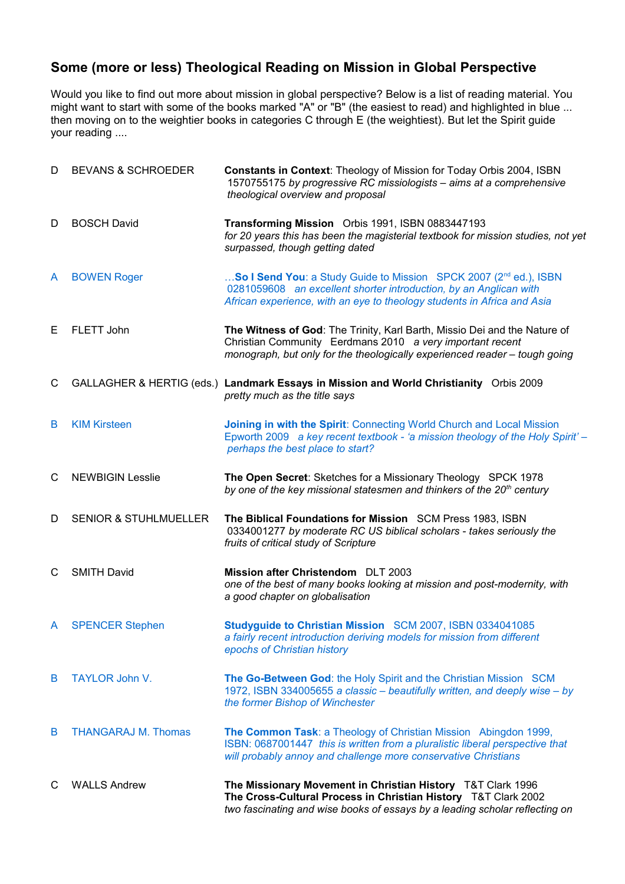## Some (more or less) Theological Reading on Mission in Global Perspective

Would you like to find out more about mission in global perspective? Below is a list of reading material. You might want to start with some of the books marked "A" or "B" (the easiest to read) and highlighted in blue ... then moving on to the weightier books in categories C through E (the weightiest). But let the Spirit guide your reading ....

| | | |
|---|---|---|
| D | BEVANS & SCHROEDER | **Constants in Context**: Theology of Mission for Today Orbis 2004, ISBN 1570755175 *by progressive RC missiologists – aims at a comprehensive theological overview and proposal* |
| D | BOSCH David | **Transforming Mission** Orbis 1991, ISBN 0883447193 *for 20 years this has been the magisterial textbook for mission studies, not yet surpassed, though getting dated* |
| A | BOWEN Roger | …**So I Send You**: a Study Guide to Mission SPCK 2007 (2nd ed.), ISBN 0281059608 *an excellent shorter introduction, by an Anglican with African experience, with an eye to theology students in Africa and Asia* |
| E | FLETT John | **The Witness of God**: The Trinity, Karl Barth, Missio Dei and the Nature of Christian Community Eerdmans 2010 *a very important recent monograph, but only for the theologically experienced reader – tough going* |
| C | GALLAGHER & HERTIG (eds.) | **Landmark Essays in Mission and World Christianity** Orbis 2009 *pretty much as the title says* |
| B | KIM Kirsteen | **Joining in with the Spirit**: Connecting World Church and Local Mission Epworth 2009 *a key recent textbook - 'a mission theology of the Holy Spirit' – perhaps the best place to start?* |
| C | NEWBIGIN Lesslie | **The Open Secret**: Sketches for a Missionary Theology SPCK 1978 *by one of the key missional statesmen and thinkers of the 20th century* |
| D | SENIOR & STUHLMUELLER | **The Biblical Foundations for Mission** SCM Press 1983, ISBN 0334001277 *by moderate RC US biblical scholars - takes seriously the fruits of critical study of Scripture* |
| C | SMITH David | **Mission after Christendom** DLT 2003 *one of the best of many books looking at mission and post-modernity, with a good chapter on globalisation* |
| A | SPENCER Stephen | **Studyguide to Christian Mission** SCM 2007, ISBN 0334041085 *a fairly recent introduction deriving models for mission from different epochs of Christian history* |
| B | TAYLOR John V. | **The Go-Between God**: the Holy Spirit and the Christian Mission SCM 1972, ISBN 334005655 *a classic – beautifully written, and deeply wise – by the former Bishop of Winchester* |
| B | THANGARAJ M. Thomas | **The Common Task**: a Theology of Christian Mission Abingdon 1999, ISBN: 0687001447 *this is written from a pluralistic liberal perspective that will probably annoy and challenge more conservative Christians* |
| C | WALLS Andrew | **The Missionary Movement in Christian History** T&T Clark 1996<br>**The Cross-Cultural Process in Christian History** T&T Clark 2002<br>*two fascinating and wise books of essays by a leading scholar reflecting on* |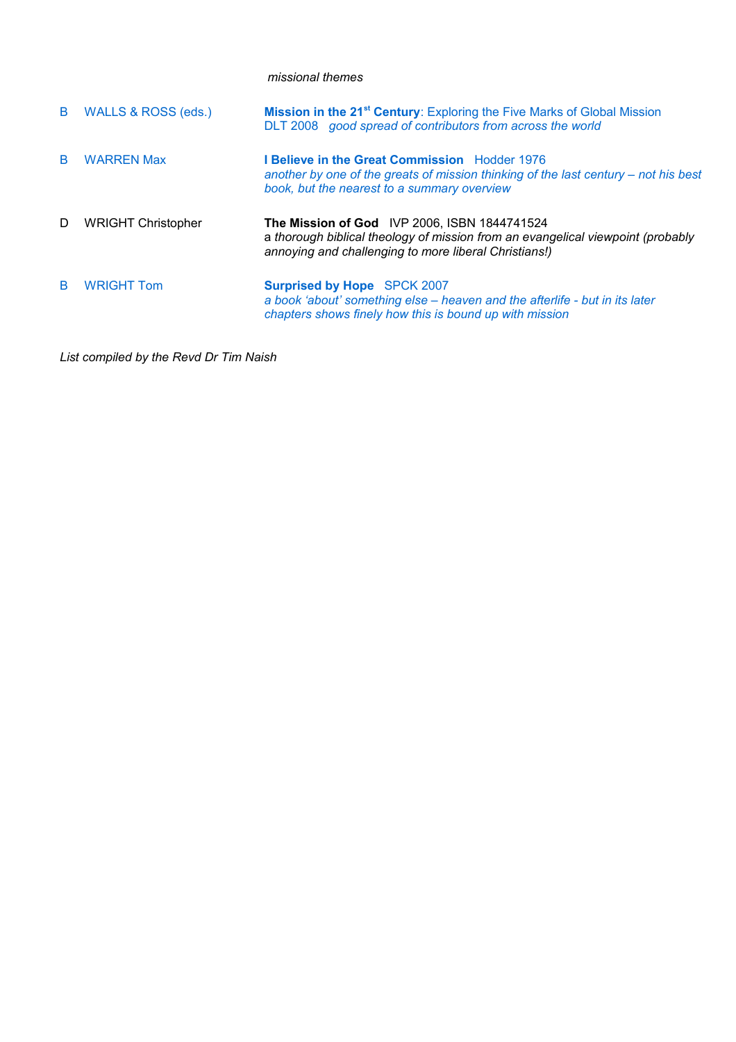*missional themes*

| | | |
|---|---|---|
| B | WALLS & ROSS (eds.) | **Mission in the 21st Century**: Exploring the Five Marks of Global Mission<br>DLT 2008 *good spread of contributors from across the world* |
| B | WARREN Max | **I Believe in the Great Commission** Hodder 1976<br>*another by one of the greats of mission thinking of the last century – not his best book, but the nearest to a summary overview* |
| D | WRIGHT Christopher | **The Mission of God** IVP 2006, ISBN 1844741524<br>a *thorough biblical theology of mission from an evangelical viewpoint (probably annoying and challenging to more liberal Christians!)* |
| B | WRIGHT Tom | **Surprised by Hope** SPCK 2007<br>*a book 'about' something else – heaven and the afterlife - but in its later chapters shows finely how this is bound up with mission* |

*List compiled by the Revd Dr Tim Naish*